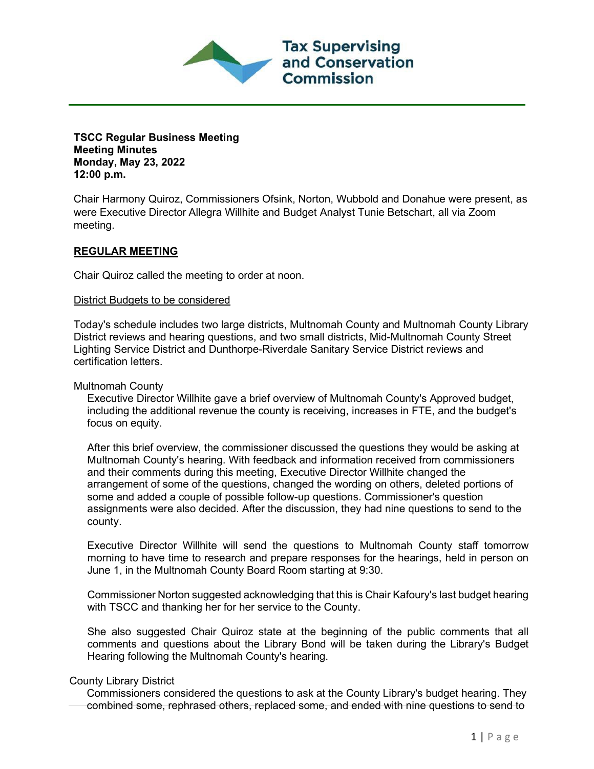**Tax Supervising and Conservation Commission**

**TSCC Regular Business Meeting**
**Meeting Minutes**
**Monday, May 23, 2022**
**12:00 p.m.**

Chair Harmony Quiroz, Commissioners Ofsink, Norton, Wubbold and Donahue were present, as were Executive Director Allegra Willhite and Budget Analyst Tunie Betschart, all via Zoom meeting.

## REGULAR MEETING

Chair Quiroz called the meeting to order at noon.

### District Budgets to be considered

Today's schedule includes two large districts, Multnomah County and Multnomah County Library District reviews and hearing questions, and two small districts, Mid-Multnomah County Street Lighting Service District and Dunthorpe-Riverdale Sanitary Service District reviews and certification letters.

#### Multnomah County

Executive Director Willhite gave a brief overview of Multnomah County's Approved budget, including the additional revenue the county is receiving, increases in FTE, and the budget's focus on equity.

After this brief overview, the commissioner discussed the questions they would be asking at Multnomah County's hearing. With feedback and information received from commissioners and their comments during this meeting, Executive Director Willhite changed the arrangement of some of the questions, changed the wording on others, deleted portions of some and added a couple of possible follow-up questions. Commissioner's question assignments were also decided. After the discussion, they had nine questions to send to the county.

Executive Director Willhite will send the questions to Multnomah County staff tomorrow morning to have time to research and prepare responses for the hearings, held in person on June 1, in the Multnomah County Board Room starting at 9:30.

Commissioner Norton suggested acknowledging that this is Chair Kafoury's last budget hearing with TSCC and thanking her for her service to the County.

She also suggested Chair Quiroz state at the beginning of the public comments that all comments and questions about the Library Bond will be taken during the Library's Budget Hearing following the Multnomah County's hearing.

#### County Library District

Commissioners considered the questions to ask at the County Library's budget hearing. They combined some, rephrased others, replaced some, and ended with nine questions to send to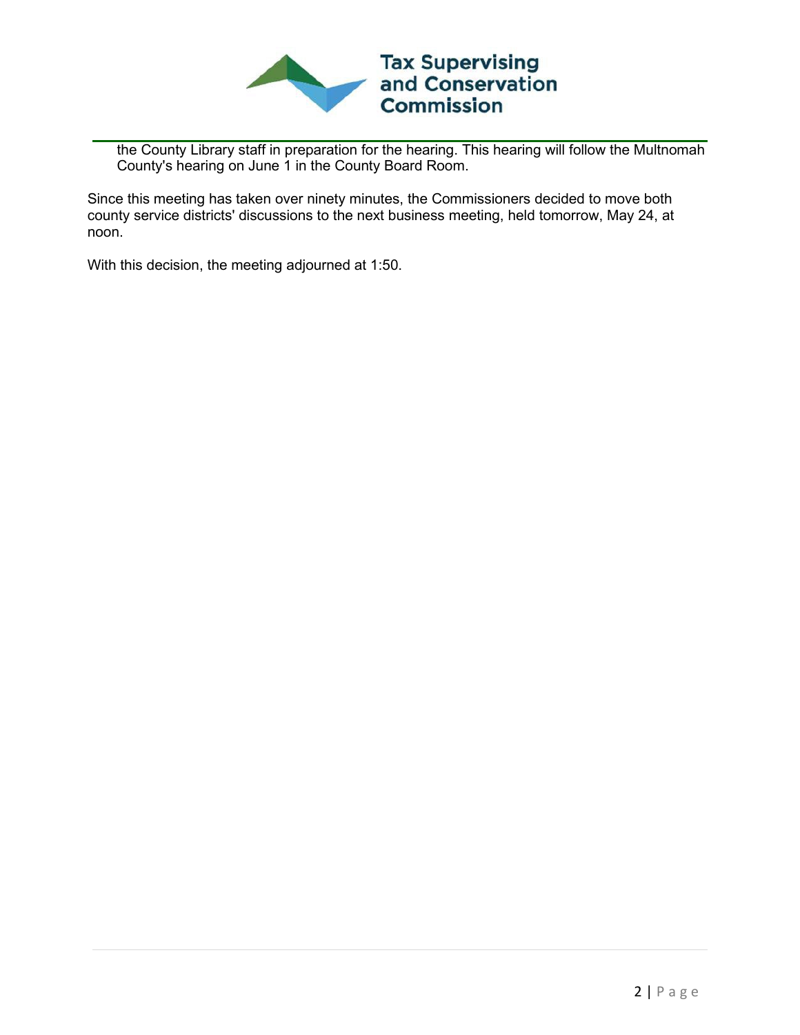the County Library staff in preparation for the hearing. This hearing will follow the Multnomah County's hearing on June 1 in the County Board Room.

Since this meeting has taken over ninety minutes, the Commissioners decided to move both county service districts' discussions to the next business meeting, held tomorrow, May 24, at noon.

With this decision, the meeting adjourned at 1:50.